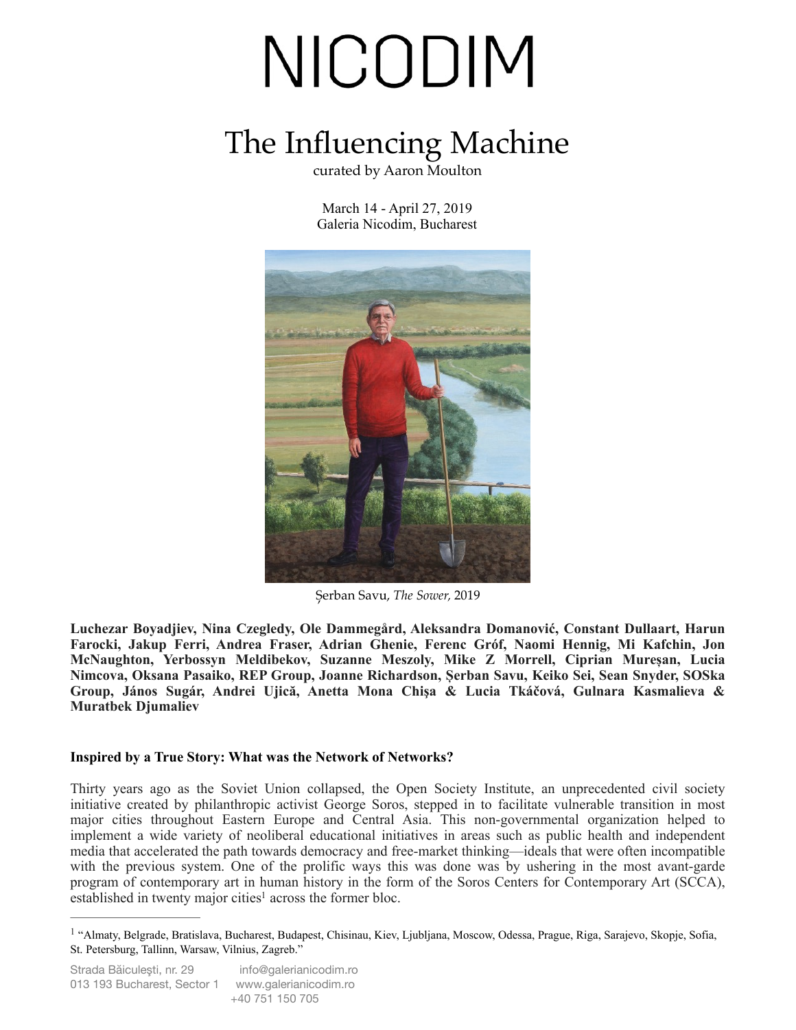# NICODIM

# The Influencing Machine

curated by Aaron Moulton

March 14 - April 27, 2019
Galeria Nicodim, Bucharest

Șerban Savu, *The Sower,* 2019

**Luchezar Boyadjiev, Nina Czegledy, Ole Dammegård, Aleksandra Domanović, Constant Dullaart, Harun Farocki, Jakup Ferri, Andrea Fraser, Adrian Ghenie, Ferenc Gróf, Naomi Hennig, Mi Kafchin, Jon McNaughton, Yerbossyn Meldibekov, Suzanne Meszoly, Mike Z Morrell, Ciprian Mureșan, Lucia Nimcova, Oksana Pasaiko, REP Group, Joanne Richardson, Șerban Savu, Keiko Sei, Sean Snyder, SOSka Group, János Sugár, Andrei Ujică, Anetta Mona Chișa & Lucia Tkáčová, Gulnara Kasmalieva & Muratbek Djumaliev**

### Inspired by a True Story: What was the Network of Networks?

Thirty years ago as the Soviet Union collapsed, the Open Society Institute, an unprecedented civil society initiative created by philanthropic activist George Soros, stepped in to facilitate vulnerable transition in most major cities throughout Eastern Europe and Central Asia. This non-governmental organization helped to implement a wide variety of neoliberal educational initiatives in areas such as public health and independent media that accelerated the path towards democracy and free-market thinking—ideals that were often incompatible with the previous system. One of the prolific ways this was done was by ushering in the most avant-garde program of contemporary art in human history in the form of the Soros Centers for Contemporary Art (SCCA), established in twenty major cities[1] across the former bloc.

[1] "Almaty, Belgrade, Bratislava, Bucharest, Budapest, Chisinau, Kiev, Ljubljana, Moscow, Odessa, Prague, Riga, Sarajevo, Skopje, Sofia, St. Petersburg, Tallinn, Warsaw, Vilnius, Zagreb."

Strada Băiculești, nr. 29
013 193 Bucharest, Sector 1
info@galerianicodim.ro
www.galerianicodim.ro
+40 751 150 705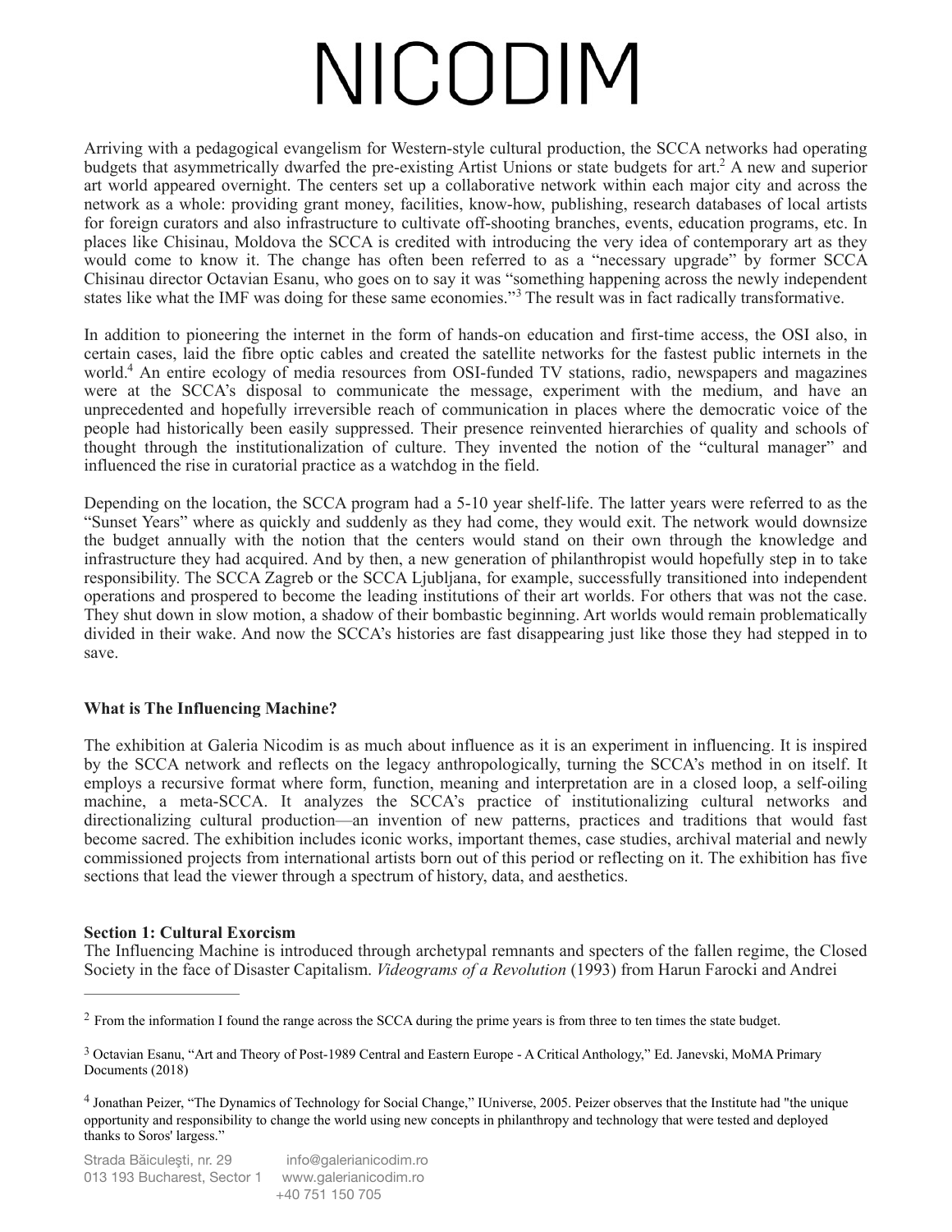Arriving with a pedagogical evangelism for Western-style cultural production, the SCCA networks had operating budgets that asymmetrically dwarfed the pre-existing Artist Unions or state budgets for art.[2] A new and superior art world appeared overnight. The centers set up a collaborative network within each major city and across the network as a whole: providing grant money, facilities, know-how, publishing, research databases of local artists for foreign curators and also infrastructure to cultivate off-shooting branches, events, education programs, etc. In places like Chisinau, Moldova the SCCA is credited with introducing the very idea of contemporary art as they would come to know it. The change has often been referred to as a "necessary upgrade" by former SCCA Chisinau director Octavian Esanu, who goes on to say it was "something happening across the newly independent states like what the IMF was doing for these same economies."[3] The result was in fact radically transformative.

In addition to pioneering the internet in the form of hands-on education and first-time access, the OSI also, in certain cases, laid the fibre optic cables and created the satellite networks for the fastest public internets in the world.[4] An entire ecology of media resources from OSI-funded TV stations, radio, newspapers and magazines were at the SCCA's disposal to communicate the message, experiment with the medium, and have an unprecedented and hopefully irreversible reach of communication in places where the democratic voice of the people had historically been easily suppressed. Their presence reinvented hierarchies of quality and schools of thought through the institutionalization of culture. They invented the notion of the "cultural manager" and influenced the rise in curatorial practice as a watchdog in the field.

Depending on the location, the SCCA program had a 5-10 year shelf-life. The latter years were referred to as the "Sunset Years" where as quickly and suddenly as they had come, they would exit. The network would downsize the budget annually with the notion that the centers would stand on their own through the knowledge and infrastructure they had acquired. And by then, a new generation of philanthropist would hopefully step in to take responsibility. The SCCA Zagreb or the SCCA Ljubljana, for example, successfully transitioned into independent operations and prospered to become the leading institutions of their art worlds. For others that was not the case. They shut down in slow motion, a shadow of their bombastic beginning. Art worlds would remain problematically divided in their wake. And now the SCCA's histories are fast disappearing just like those they had stepped in to save.

**What is The Influencing Machine?**

The exhibition at Galeria Nicodim is as much about influence as it is an experiment in influencing. It is inspired by the SCCA network and reflects on the legacy anthropologically, turning the SCCA's method in on itself. It employs a recursive format where form, function, meaning and interpretation are in a closed loop, a self-oiling machine, a meta-SCCA. It analyzes the SCCA's practice of institutionalizing cultural networks and directionalizing cultural production—an invention of new patterns, practices and traditions that would fast become sacred. The exhibition includes iconic works, important themes, case studies, archival material and newly commissioned projects from international artists born out of this period or reflecting on it. The exhibition has five sections that lead the viewer through a spectrum of history, data, and aesthetics.

**Section 1: Cultural Exorcism**

The Influencing Machine is introduced through archetypal remnants and specters of the fallen regime, the Closed Society in the face of Disaster Capitalism. *Videograms of a Revolution* (1993) from Harun Farocki and Andrei

---

[2] From the information I found the range across the SCCA during the prime years is from three to ten times the state budget.

[3] Octavian Esanu, "Art and Theory of Post-1989 Central and Eastern Europe - A Critical Anthology," Ed. Janevski, MoMA Primary Documents (2018)

[4] Jonathan Peizer, "The Dynamics of Technology for Social Change," IUniverse, 2005. Peizer observes that the Institute had "the unique opportunity and responsibility to change the world using new concepts in philanthropy and technology that were tested and deployed thanks to Soros' largess."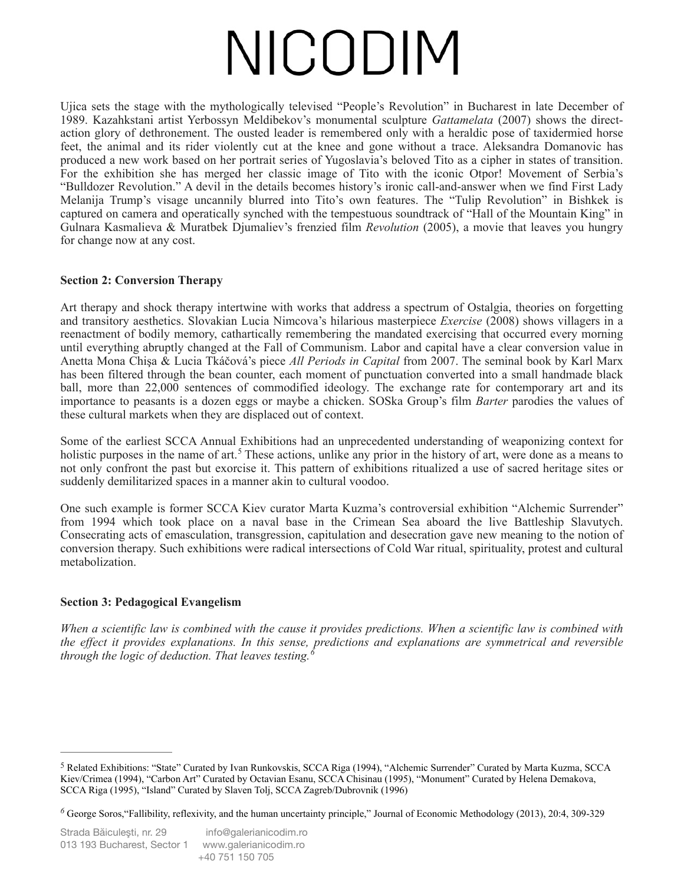Ujica sets the stage with the mythologically televised "People's Revolution" in Bucharest in late December of 1989. Kazahkstani artist Yerbossyn Meldibekov's monumental sculpture *Gattamelata* (2007) shows the direct-action glory of dethronement. The ousted leader is remembered only with a heraldic pose of taxidermied horse feet, the animal and its rider violently cut at the knee and gone without a trace. Aleksandra Domanovic has produced a new work based on her portrait series of Yugoslavia's beloved Tito as a cipher in states of transition. For the exhibition she has merged her classic image of Tito with the iconic Otpor! Movement of Serbia's "Bulldozer Revolution." A devil in the details becomes history's ironic call-and-answer when we find First Lady Melanija Trump's visage uncannily blurred into Tito's own features. The "Tulip Revolution" in Bishkek is captured on camera and operatically synched with the tempestuous soundtrack of "Hall of the Mountain King" in Gulnara Kasmalieva & Muratbek Djumaliev's frenzied film *Revolution* (2005), a movie that leaves you hungry for change now at any cost.

**Section 2: Conversion Therapy**

Art therapy and shock therapy intertwine with works that address a spectrum of Ostalgia, theories on forgetting and transitory aesthetics. Slovakian Lucia Nimcova's hilarious masterpiece *Exercise* (2008) shows villagers in a reenactment of bodily memory, cathartically remembering the mandated exercising that occurred every morning until everything abruptly changed at the Fall of Communism. Labor and capital have a clear conversion value in Anetta Mona Chişa & Lucia Tkáčová's piece *All Periods in Capital* from 2007. The seminal book by Karl Marx has been filtered through the bean counter, each moment of punctuation converted into a small handmade black ball, more than 22,000 sentences of commodified ideology. The exchange rate for contemporary art and its importance to peasants is a dozen eggs or maybe a chicken. SOSka Group's film *Barter* parodies the values of these cultural markets when they are displaced out of context.

Some of the earliest SCCA Annual Exhibitions had an unprecedented understanding of weaponizing context for holistic purposes in the name of art.[5] These actions, unlike any prior in the history of art, were done as a means to not only confront the past but exorcise it. This pattern of exhibitions ritualized a use of sacred heritage sites or suddenly demilitarized spaces in a manner akin to cultural voodoo.

One such example is former SCCA Kiev curator Marta Kuzma's controversial exhibition "Alchemic Surrender" from 1994 which took place on a naval base in the Crimean Sea aboard the live Battleship Slavutych. Consecrating acts of emasculation, transgression, capitulation and desecration gave new meaning to the notion of conversion therapy. Such exhibitions were radical intersections of Cold War ritual, spirituality, protest and cultural metabolization.

**Section 3: Pedagogical Evangelism**

*When a scientific law is combined with the cause it provides predictions. When a scientific law is combined with the effect it provides explanations. In this sense, predictions and explanations are symmetrical and reversible through the logic of deduction. That leaves testing.*[6]

---

[5] Related Exhibitions: "State" Curated by Ivan Runkovskis, SCCA Riga (1994), "Alchemic Surrender" Curated by Marta Kuzma, SCCA Kiev/Crimea (1994), "Carbon Art" Curated by Octavian Esanu, SCCA Chisinau (1995), "Monument" Curated by Helena Demakova, SCCA Riga (1995), "Island" Curated by Slaven Tolj, SCCA Zagreb/Dubrovnik (1996)

[6] George Soros,"Fallibility, reflexivity, and the human uncertainty principle," Journal of Economic Methodology (2013), 20:4, 309-329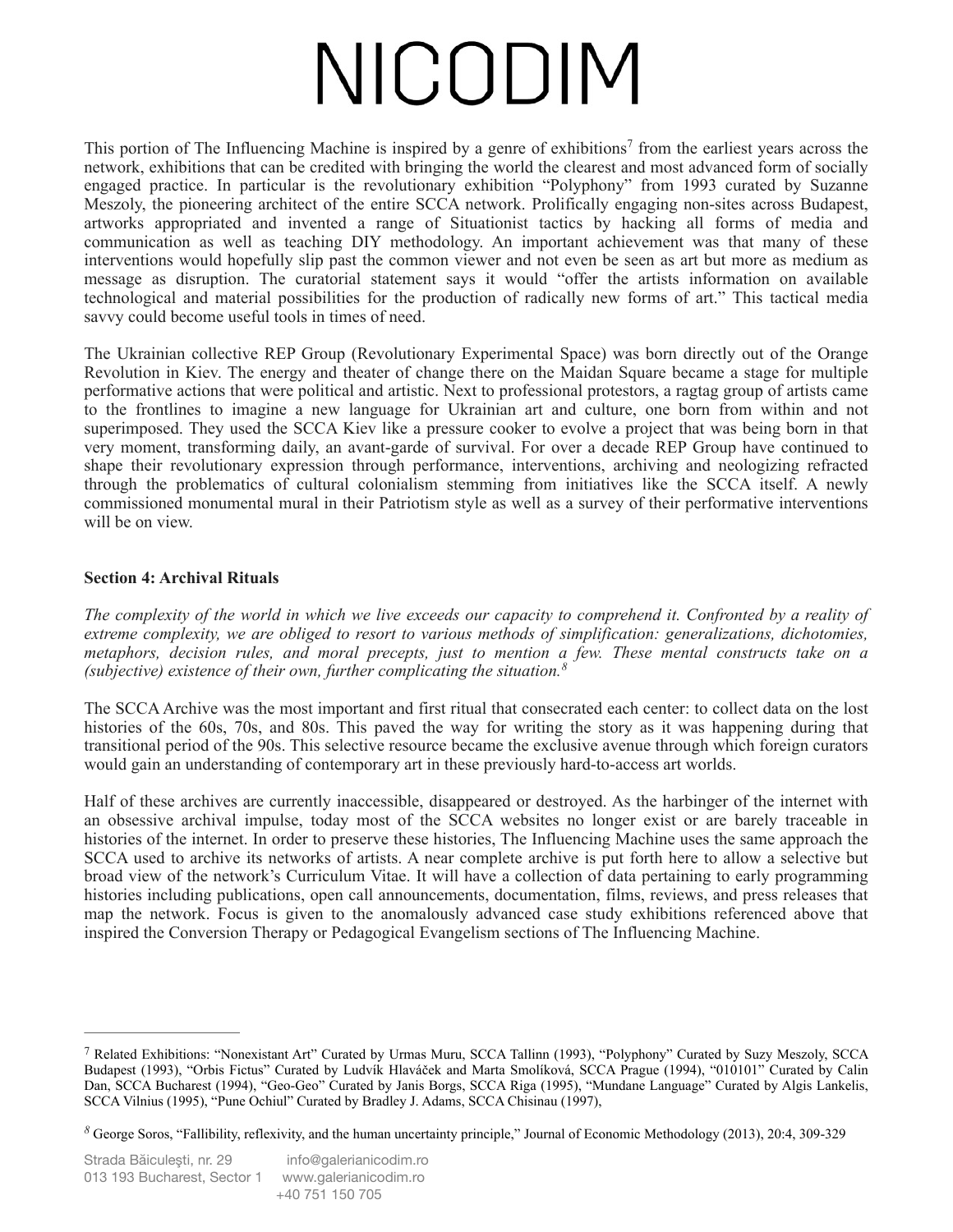This portion of The Influencing Machine is inspired by a genre of exhibitions[7] from the earliest years across the network, exhibitions that can be credited with bringing the world the clearest and most advanced form of socially engaged practice. In particular is the revolutionary exhibition "Polyphony" from 1993 curated by Suzanne Meszoly, the pioneering architect of the entire SCCA network. Prolifically engaging non-sites across Budapest, artworks appropriated and invented a range of Situationist tactics by hacking all forms of media and communication as well as teaching DIY methodology. An important achievement was that many of these interventions would hopefully slip past the common viewer and not even be seen as art but more as medium as message as disruption. The curatorial statement says it would "offer the artists information on available technological and material possibilities for the production of radically new forms of art." This tactical media savvy could become useful tools in times of need.

The Ukrainian collective REP Group (Revolutionary Experimental Space) was born directly out of the Orange Revolution in Kiev. The energy and theater of change there on the Maidan Square became a stage for multiple performative actions that were political and artistic. Next to professional protestors, a ragtag group of artists came to the frontlines to imagine a new language for Ukrainian art and culture, one born from within and not superimposed. They used the SCCA Kiev like a pressure cooker to evolve a project that was being born in that very moment, transforming daily, an avant-garde of survival. For over a decade REP Group have continued to shape their revolutionary expression through performance, interventions, archiving and neologizing refracted through the problematics of cultural colonialism stemming from initiatives like the SCCA itself. A newly commissioned monumental mural in their Patriotism style as well as a survey of their performative interventions will be on view.

**Section 4: Archival Rituals**

*The complexity of the world in which we live exceeds our capacity to comprehend it. Confronted by a reality of extreme complexity, we are obliged to resort to various methods of simplification: generalizations, dichotomies, metaphors, decision rules, and moral precepts, just to mention a few. These mental constructs take on a (subjective) existence of their own, further complicating the situation.*[8]

The SCCA Archive was the most important and first ritual that consecrated each center: to collect data on the lost histories of the 60s, 70s, and 80s. This paved the way for writing the story as it was happening during that transitional period of the 90s. This selective resource became the exclusive avenue through which foreign curators would gain an understanding of contemporary art in these previously hard-to-access art worlds.

Half of these archives are currently inaccessible, disappeared or destroyed. As the harbinger of the internet with an obsessive archival impulse, today most of the SCCA websites no longer exist or are barely traceable in histories of the internet. In order to preserve these histories, The Influencing Machine uses the same approach the SCCA used to archive its networks of artists. A near complete archive is put forth here to allow a selective but broad view of the network's Curriculum Vitae. It will have a collection of data pertaining to early programming histories including publications, open call announcements, documentation, films, reviews, and press releases that map the network. Focus is given to the anomalously advanced case study exhibitions referenced above that inspired the Conversion Therapy or Pedagogical Evangelism sections of The Influencing Machine.

---

[7] Related Exhibitions: "Nonexistant Art" Curated by Urmas Muru, SCCA Tallinn (1993), "Polyphony" Curated by Suzy Meszoly, SCCA Budapest (1993), "Orbis Fictus" Curated by Ludvík Hlaváček and Marta Smolíková, SCCA Prague (1994), "010101" Curated by Calin Dan, SCCA Bucharest (1994), "Geo-Geo" Curated by Janis Borgs, SCCA Riga (1995), "Mundane Language" Curated by Algis Lankelis, SCCA Vilnius (1995), "Pune Ochiul" Curated by Bradley J. Adams, SCCA Chisinau (1997),

[8] George Soros, "Fallibility, reflexivity, and the human uncertainty principle," Journal of Economic Methodology (2013), 20:4, 309-329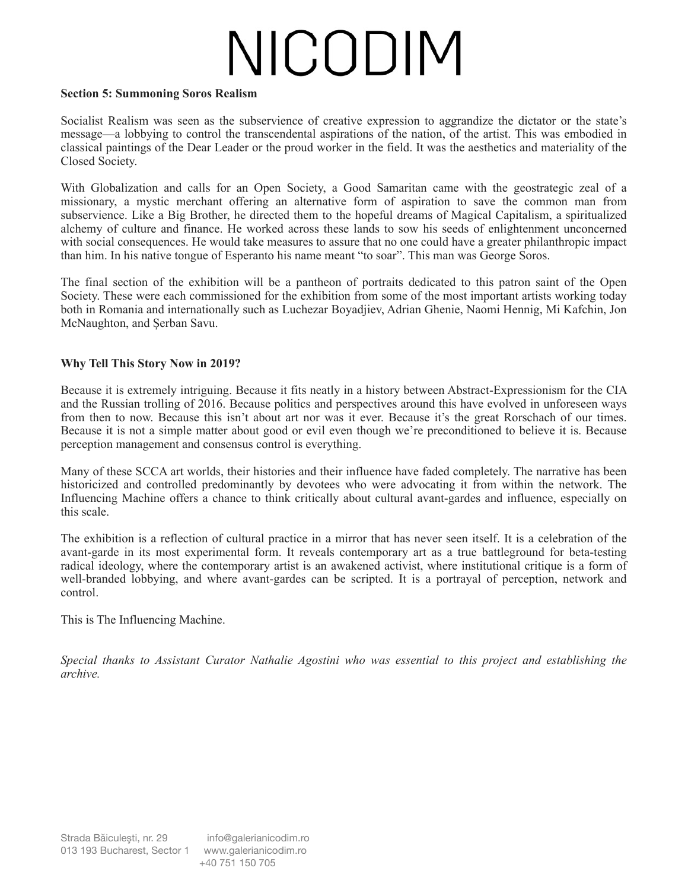**Section 5: Summoning Soros Realism**

Socialist Realism was seen as the subservience of creative expression to aggrandize the dictator or the state's message—a lobbying to control the transcendental aspirations of the nation, of the artist. This was embodied in classical paintings of the Dear Leader or the proud worker in the field. It was the aesthetics and materiality of the Closed Society.

With Globalization and calls for an Open Society, a Good Samaritan came with the geostrategic zeal of a missionary, a mystic merchant offering an alternative form of aspiration to save the common man from subservience. Like a Big Brother, he directed them to the hopeful dreams of Magical Capitalism, a spiritualized alchemy of culture and finance. He worked across these lands to sow his seeds of enlightenment unconcerned with social consequences. He would take measures to assure that no one could have a greater philanthropic impact than him. In his native tongue of Esperanto his name meant "to soar". This man was George Soros.

The final section of the exhibition will be a pantheon of portraits dedicated to this patron saint of the Open Society. These were each commissioned for the exhibition from some of the most important artists working today both in Romania and internationally such as Luchezar Boyadjiev, Adrian Ghenie, Naomi Hennig, Mi Kafchin, Jon McNaughton, and Șerban Savu.

**Why Tell This Story Now in 2019?**

Because it is extremely intriguing. Because it fits neatly in a history between Abstract-Expressionism for the CIA and the Russian trolling of 2016. Because politics and perspectives around this have evolved in unforeseen ways from then to now. Because this isn't about art nor was it ever. Because it's the great Rorschach of our times. Because it is not a simple matter about good or evil even though we're preconditioned to believe it is. Because perception management and consensus control is everything.

Many of these SCCA art worlds, their histories and their influence have faded completely. The narrative has been historicized and controlled predominantly by devotees who were advocating it from within the network. The Influencing Machine offers a chance to think critically about cultural avant-gardes and influence, especially on this scale.

The exhibition is a reflection of cultural practice in a mirror that has never seen itself. It is a celebration of the avant-garde in its most experimental form. It reveals contemporary art as a true battleground for beta-testing radical ideology, where the contemporary artist is an awakened activist, where institutional critique is a form of well-branded lobbying, and where avant-gardes can be scripted. It is a portrayal of perception, network and control.

This is The Influencing Machine.

*Special thanks to Assistant Curator Nathalie Agostini who was essential to this project and establishing the archive.*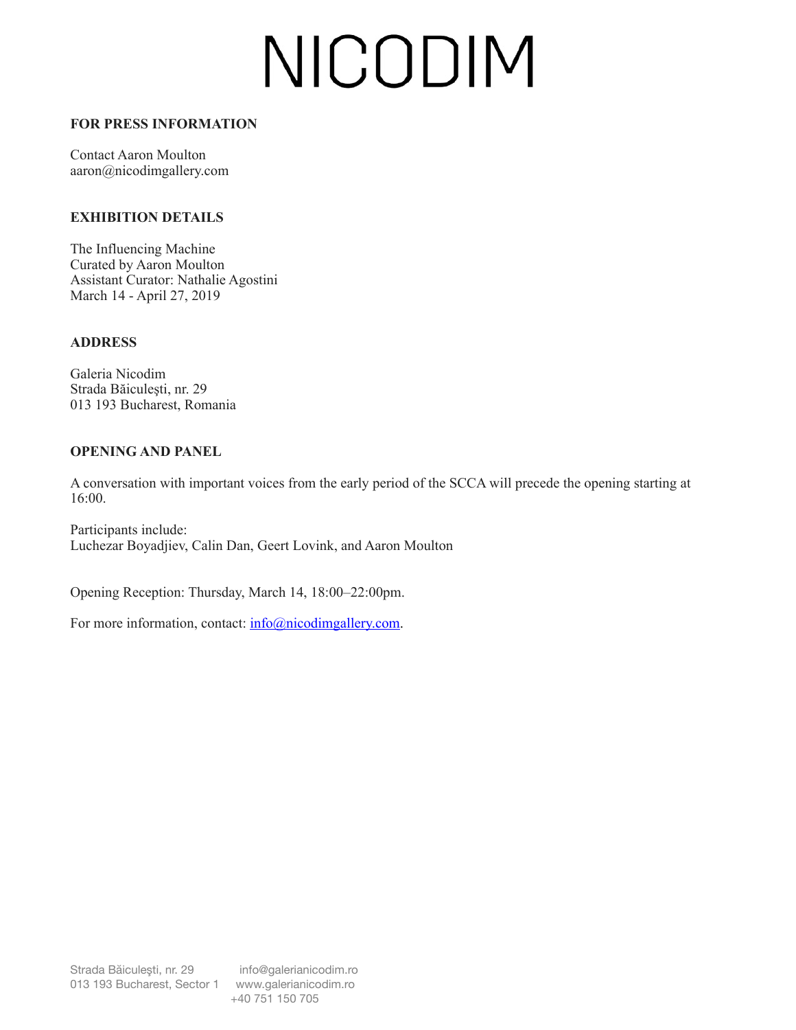# NICODIM

**FOR PRESS INFORMATION**

Contact Aaron Moulton
aaron@nicodimgallery.com

**EXHIBITION DETAILS**

The Influencing Machine
Curated by Aaron Moulton
Assistant Curator: Nathalie Agostini
March 14 - April 27, 2019

**ADDRESS**

Galeria Nicodim
Strada Băiculeşti, nr. 29
013 193 Bucharest, Romania

**OPENING AND PANEL**

A conversation with important voices from the early period of the SCCA will precede the opening starting at 16:00.

Participants include:
Luchezar Boyadjiev, Calin Dan, Geert Lovink, and Aaron Moulton

Opening Reception: Thursday, March 14, 18:00–22:00pm.

For more information, contact: info@nicodimgallery.com.

Strada Băiculeşti, nr. 29
013 193 Bucharest, Sector 1
info@galerianicodim.ro
www.galerianicodim.ro
+40 751 150 705